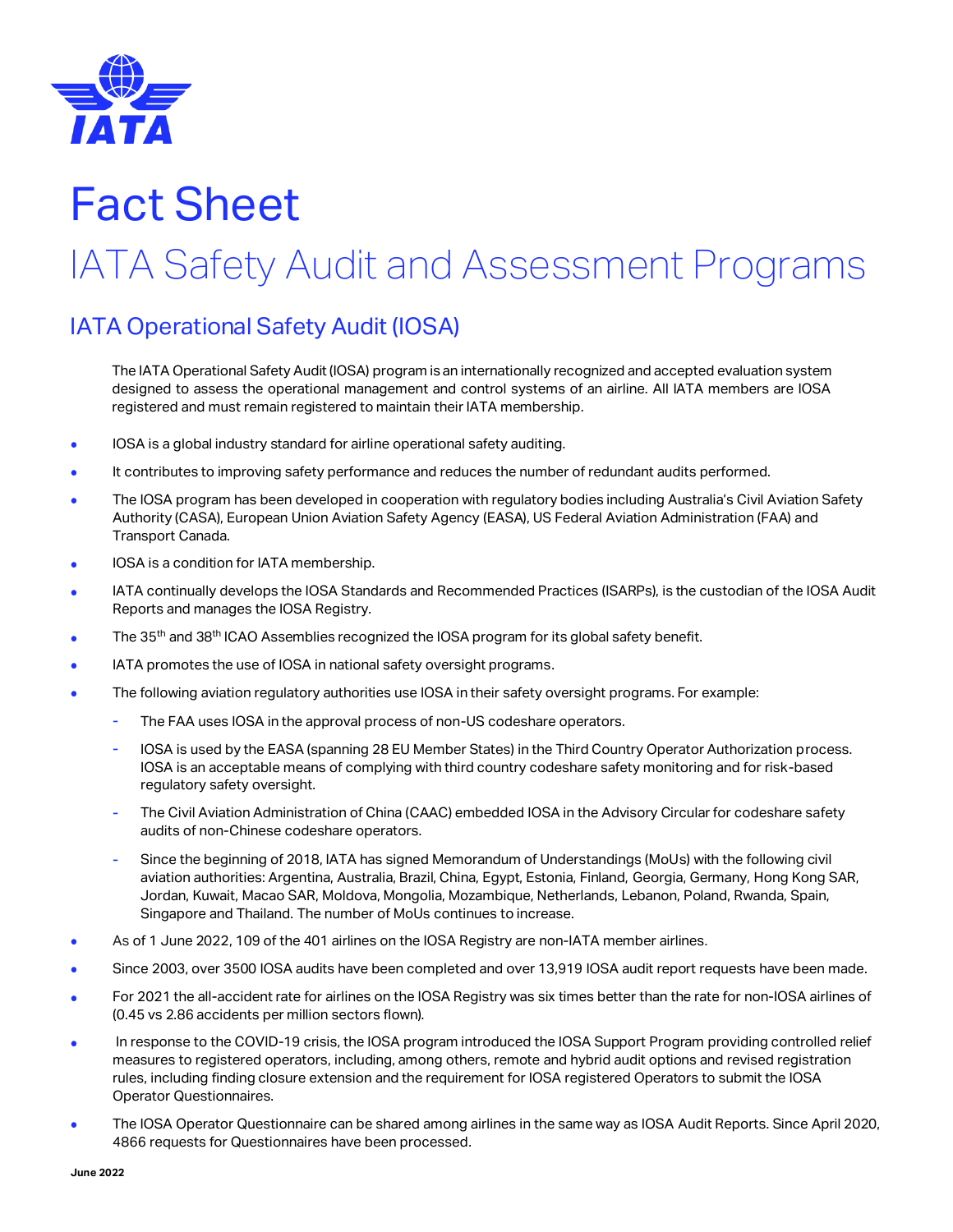# Fact Sheet

# IATA Safety Audit and Assessment Programs

## IATA Operational Safety Audit (IOSA)

The IATA Operational Safety Audit (IOSA) program is an internationally recognized and accepted evaluation system designed to assess the operational management and control systems of an airline. All IATA members are IOSA registered and must remain registered to maintain their IATA membership.

- IOSA is a global industry standard for airline operational safety auditing.
- It contributes to improving safety performance and reduces the number of redundant audits performed.
- The IOSA program has been developed in cooperation with regulatory bodies including Australia's Civil Aviation Safety Authority (CASA), European Union Aviation Safety Agency (EASA), US Federal Aviation Administration (FAA) and Transport Canada.
- IOSA is a condition for IATA membership.
- IATA continually develops the IOSA Standards and Recommended Practices (ISARPs), is the custodian of the IOSA Audit Reports and manages the IOSA Registry.
- The 35th and 38th ICAO Assemblies recognized the IOSA program for its global safety benefit.
- IATA promotes the use of IOSA in national safety oversight programs.
- The following aviation regulatory authorities use IOSA in their safety oversight programs. For example:
  - The FAA uses IOSA in the approval process of non-US codeshare operators.
  - IOSA is used by the EASA (spanning 28 EU Member States) in the Third Country Operator Authorization process. IOSA is an acceptable means of complying with third country codeshare safety monitoring and for risk-based regulatory safety oversight.
  - The Civil Aviation Administration of China (CAAC) embedded IOSA in the Advisory Circular for codeshare safety audits of non-Chinese codeshare operators.
  - Since the beginning of 2018, IATA has signed Memorandum of Understandings (MoUs) with the following civil aviation authorities: Argentina, Australia, Brazil, China, Egypt, Estonia, Finland, Georgia, Germany, Hong Kong SAR, Jordan, Kuwait, Macao SAR, Moldova, Mongolia, Mozambique, Netherlands, Lebanon, Poland, Rwanda, Spain, Singapore and Thailand. The number of MoUs continues to increase.
- As of 1 June 2022, 109 of the 401 airlines on the IOSA Registry are non-IATA member airlines.
- Since 2003, over 3500 IOSA audits have been completed and over 13,919 IOSA audit report requests have been made.
- For 2021 the all-accident rate for airlines on the IOSA Registry was six times better than the rate for non-IOSA airlines of (0.45 vs 2.86 accidents per million sectors flown).
- In response to the COVID-19 crisis, the IOSA program introduced the IOSA Support Program providing controlled relief measures to registered operators, including, among others, remote and hybrid audit options and revised registration rules, including finding closure extension and the requirement for IOSA registered Operators to submit the IOSA Operator Questionnaires.
- The IOSA Operator Questionnaire can be shared among airlines in the same way as IOSA Audit Reports. Since April 2020, 4866 requests for Questionnaires have been processed.

**June 2022**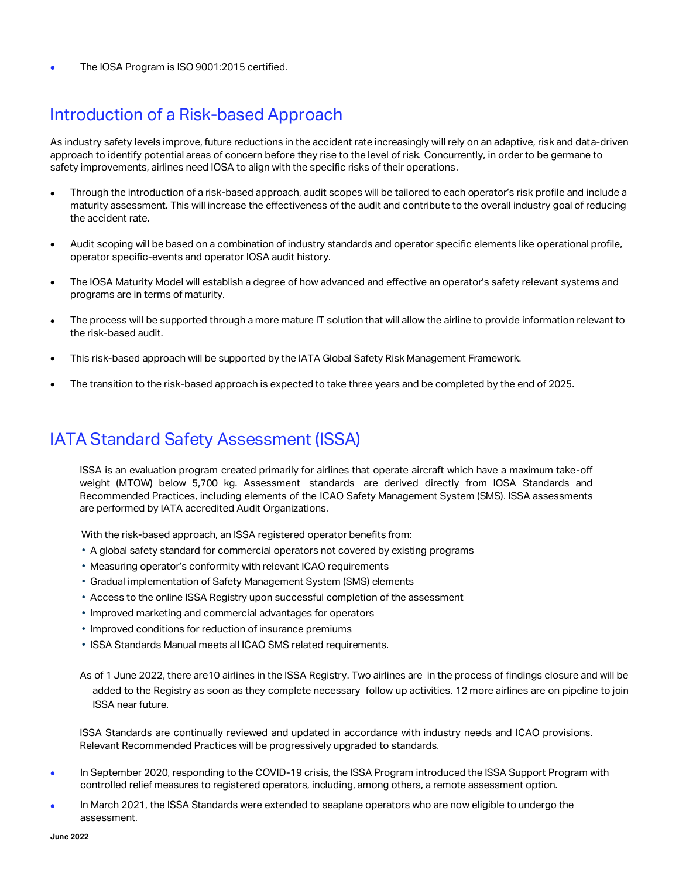- The IOSA Program is ISO 9001:2015 certified.

## Introduction of a Risk-based Approach

As industry safety levels improve, future reductions in the accident rate increasingly will rely on an adaptive, risk and data-driven approach to identify potential areas of concern before they rise to the level of risk. Concurrently, in order to be germane to safety improvements, airlines need IOSA to align with the specific risks of their operations.

- Through the introduction of a risk-based approach, audit scopes will be tailored to each operator's risk profile and include a maturity assessment. This will increase the effectiveness of the audit and contribute to the overall industry goal of reducing the accident rate.
- Audit scoping will be based on a combination of industry standards and operator specific elements like operational profile, operator specific-events and operator IOSA audit history.
- The IOSA Maturity Model will establish a degree of how advanced and effective an operator's safety relevant systems and programs are in terms of maturity.
- The process will be supported through a more mature IT solution that will allow the airline to provide information relevant to the risk-based audit.
- This risk-based approach will be supported by the IATA Global Safety Risk Management Framework.
- The transition to the risk-based approach is expected to take three years and be completed by the end of 2025.

## IATA Standard Safety Assessment (ISSA)

ISSA is an evaluation program created primarily for airlines that operate aircraft which have a maximum take-off weight (MTOW) below 5,700 kg. Assessment standards are derived directly from IOSA Standards and Recommended Practices, including elements of the ICAO Safety Management System (SMS). ISSA assessments are performed by IATA accredited Audit Organizations.

With the risk-based approach, an ISSA registered operator benefits from:

- A global safety standard for commercial operators not covered by existing programs
- Measuring operator's conformity with relevant ICAO requirements
- Gradual implementation of Safety Management System (SMS) elements
- Access to the online ISSA Registry upon successful completion of the assessment
- Improved marketing and commercial advantages for operators
- Improved conditions for reduction of insurance premiums
- ISSA Standards Manual meets all ICAO SMS related requirements.

As of 1 June 2022, there are10 airlines in the ISSA Registry. Two airlines are in the process of findings closure and will be added to the Registry as soon as they complete necessary follow up activities. 12 more airlines are on pipeline to join ISSA near future.

ISSA Standards are continually reviewed and updated in accordance with industry needs and ICAO provisions. Relevant Recommended Practices will be progressively upgraded to standards.

- In September 2020, responding to the COVID-19 crisis, the ISSA Program introduced the ISSA Support Program with controlled relief measures to registered operators, including, among others, a remote assessment option.
- In March 2021, the ISSA Standards were extended to seaplane operators who are now eligible to undergo the assessment.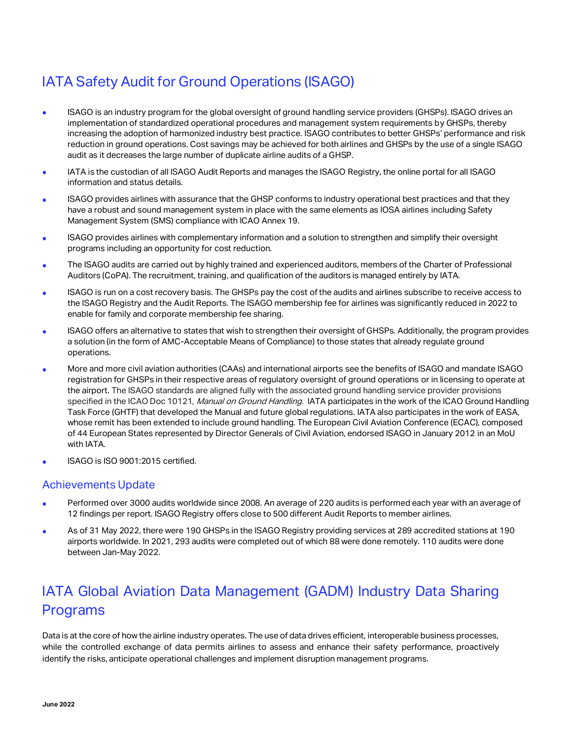## IATA Safety Audit for Ground Operations (ISAGO)

- ISAGO is an industry program for the global oversight of ground handling service providers (GHSPs). ISAGO drives an implementation of standardized operational procedures and management system requirements by GHSPs, thereby increasing the adoption of harmonized industry best practice. ISAGO contributes to better GHSPs' performance and risk reduction in ground operations. Cost savings may be achieved for both airlines and GHSPs by the use of a single ISAGO audit as it decreases the large number of duplicate airline audits of a GHSP.
- IATA is the custodian of all ISAGO Audit Reports and manages the ISAGO Registry, the online portal for all ISAGO information and status details.
- ISAGO provides airlines with assurance that the GHSP conforms to industry operational best practices and that they have a robust and sound management system in place with the same elements as IOSA airlines including Safety Management System (SMS) compliance with ICAO Annex 19.
- ISAGO provides airlines with complementary information and a solution to strengthen and simplify their oversight programs including an opportunity for cost reduction.
- The ISAGO audits are carried out by highly trained and experienced auditors, members of the Charter of Professional Auditors (CoPA). The recruitment, training, and qualification of the auditors is managed entirely by IATA.
- ISAGO is run on a cost recovery basis. The GHSPs pay the cost of the audits and airlines subscribe to receive access to the ISAGO Registry and the Audit Reports. The ISAGO membership fee for airlines was significantly reduced in 2022 to enable for family and corporate membership fee sharing.
- ISAGO offers an alternative to states that wish to strengthen their oversight of GHSPs. Additionally, the program provides a solution (in the form of AMC-Acceptable Means of Compliance) to those states that already regulate ground operations.
- More and more civil aviation authorities (CAAs) and international airports see the benefits of ISAGO and mandate ISAGO registration for GHSPs in their respective areas of regulatory oversight of ground operations or in licensing to operate at the airport. The ISAGO standards are aligned fully with the associated ground handling service provider provisions specified in the ICAO Doc 10121, *Manual on Ground Handling*. IATA participates in the work of the ICAO Ground Handling Task Force (GHTF) that developed the Manual and future global regulations. IATA also participates in the work of EASA, whose remit has been extended to include ground handling. The European Civil Aviation Conference (ECAC), composed of 44 European States represented by Director Generals of Civil Aviation, endorsed ISAGO in January 2012 in an MoU with IATA.
- ISAGO is ISO 9001:2015 certified.

### Achievements Update

- Performed over 3000 audits worldwide since 2008. An average of 220 audits is performed each year with an average of 12 findings per report. ISAGO Registry offers close to 500 different Audit Reports to member airlines.
- As of 31 May 2022, there were 190 GHSPs in the ISAGO Registry providing services at 289 accredited stations at 190 airports worldwide. In 2021, 293 audits were completed out of which 88 were done remotely. 110 audits were done between Jan-May 2022.

## IATA Global Aviation Data Management (GADM) Industry Data Sharing Programs

Data is at the core of how the airline industry operates. The use of data drives efficient, interoperable business processes, while the controlled exchange of data permits airlines to assess and enhance their safety performance, proactively identify the risks, anticipate operational challenges and implement disruption management programs.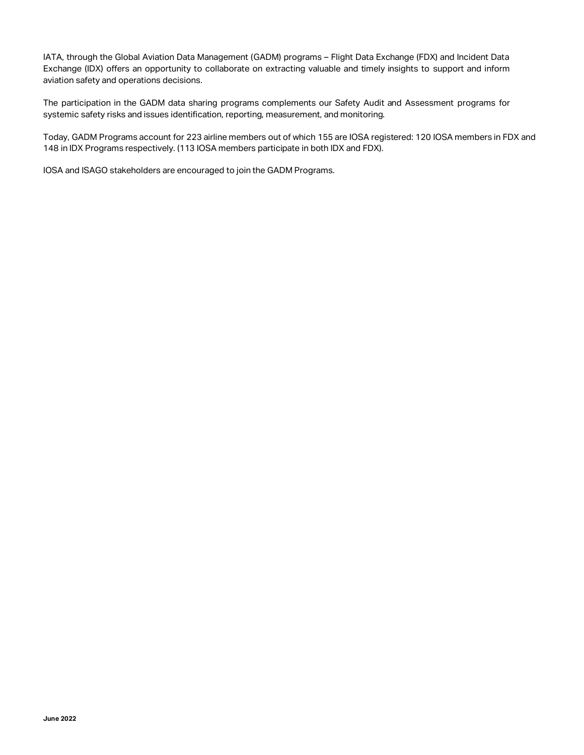IATA, through the Global Aviation Data Management (GADM) programs – Flight Data Exchange (FDX) and Incident Data Exchange (IDX) offers an opportunity to collaborate on extracting valuable and timely insights to support and inform aviation safety and operations decisions.

The participation in the GADM data sharing programs complements our Safety Audit and Assessment programs for systemic safety risks and issues identification, reporting, measurement, and monitoring.

Today, GADM Programs account for 223 airline members out of which 155 are IOSA registered: 120 IOSA members in FDX and 148 in IDX Programs respectively. (113 IOSA members participate in both IDX and FDX).

IOSA and ISAGO stakeholders are encouraged to join the GADM Programs.

**June 2022**